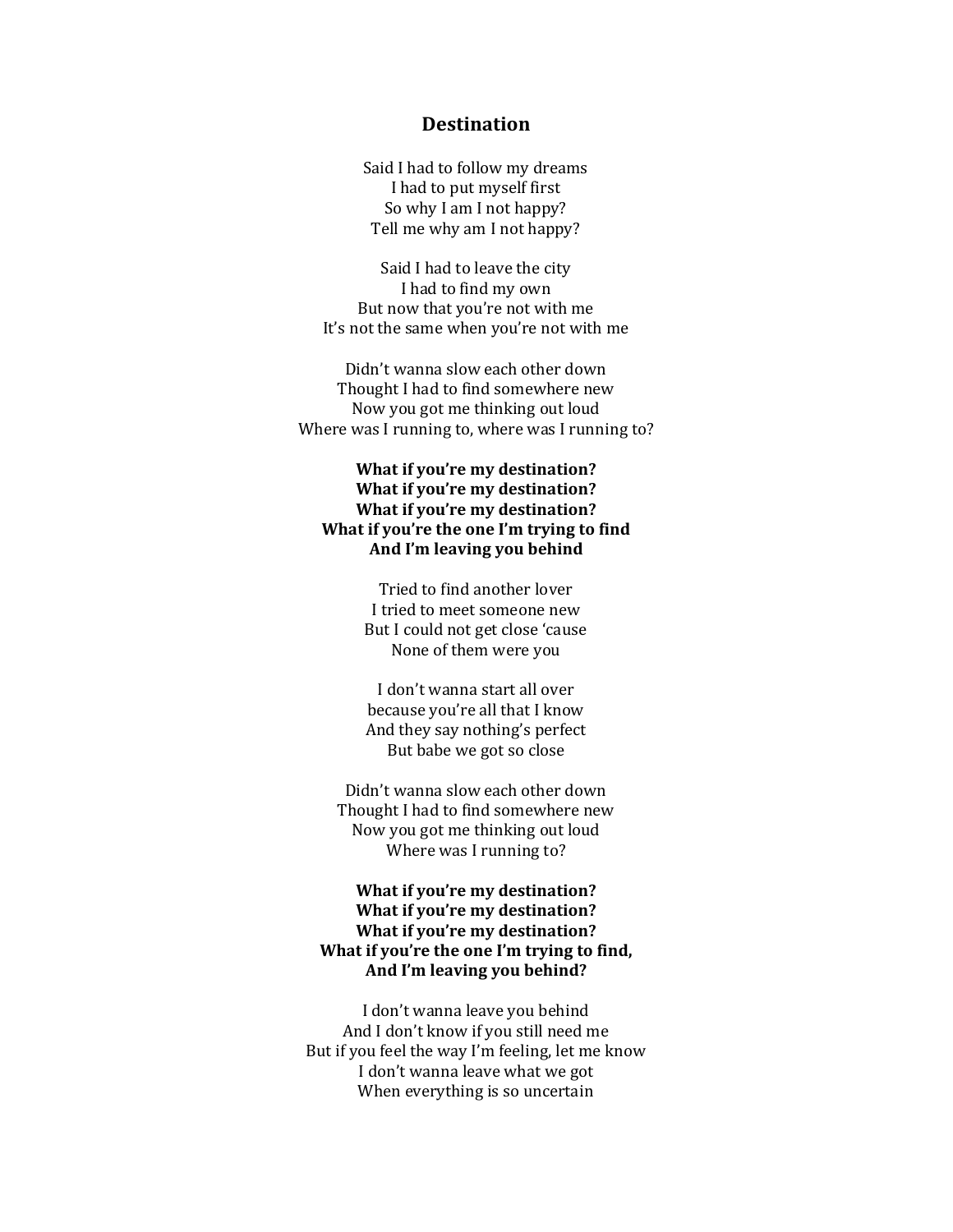# Destination

Said I had to follow my dreams
I had to put myself first
So why I am I not happy?
Tell me why am I not happy?

Said I had to leave the city
I had to find my own
But now that you're not with me
It's not the same when you're not with me

Didn't wanna slow each other down
Thought I had to find somewhere new
Now you got me thinking out loud
Where was I running to, where was I running to?

**What if you're my destination?**
**What if you're my destination?**
**What if you're my destination?**
**What if you're the one I'm trying to find**
**And I'm leaving you behind**

Tried to find another lover
I tried to meet someone new
But I could not get close 'cause
None of them were you

I don't wanna start all over
because you're all that I know
And they say nothing's perfect
But babe we got so close

Didn't wanna slow each other down
Thought I had to find somewhere new
Now you got me thinking out loud
Where was I running to?

**What if you're my destination?**
**What if you're my destination?**
**What if you're my destination?**
**What if you're the one I'm trying to find,**
**And I'm leaving you behind?**

I don't wanna leave you behind
And I don't know if you still need me
But if you feel the way I'm feeling, let me know
I don't wanna leave what we got
When everything is so uncertain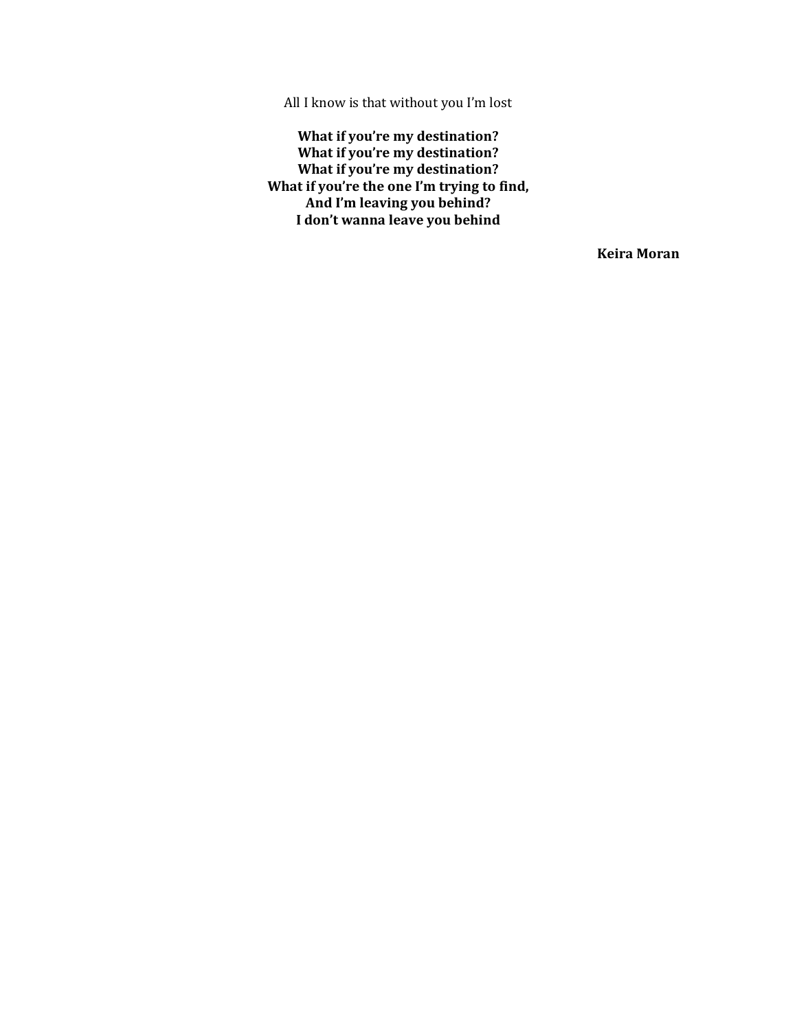All I know is that without you I'm lost

**What if you're my destination?**
**What if you're my destination?**
**What if you're my destination?**
**What if you're the one I'm trying to find,**
**And I'm leaving you behind?**
**I don't wanna leave you behind**

**Keira Moran**